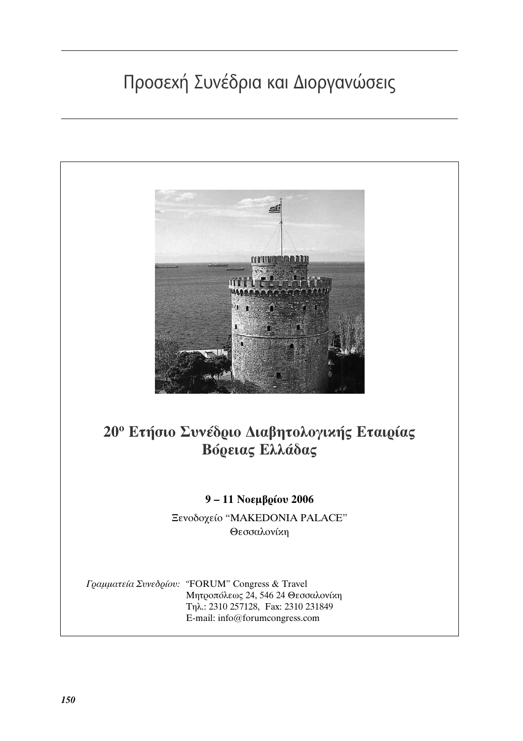# Προσεχή Συνέδρια και Διοργανώσεις

## 20º Ετήσιο Συνέδριο Διαβητολογικής Εταιρίας Βόρειας Ελλάδας

**9 – 11 Νοεμβρίου 2006**

Ξενοδοχείο "MAKEDONIA PALACE"
Θεσσαλονίκη

*Γραμματεία Συνεδρίου:* "FORUM" Congress & Travel
Μητροπόλεως 24, 546 24 Θεσσαλονίκη
Τηλ.: 2310 257128, Fax: 2310 231849
E-mail: info@forumcongress.com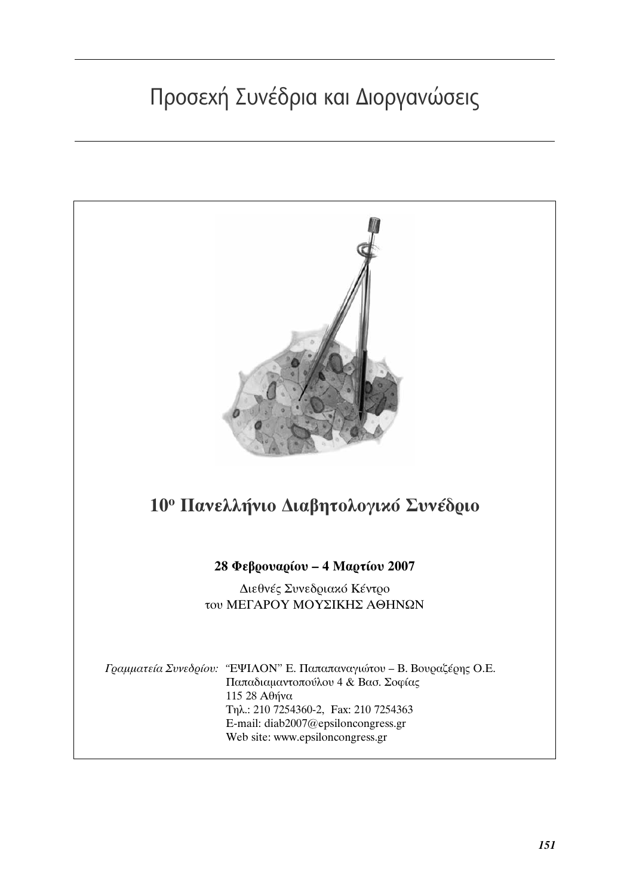# Προσεχή Συνέδρια και Διοργανώσεις

## 10ο Πανελλήνιο Διαβητολογικό Συνέδριο

**28 Φεβρουαρίου – 4 Μαρτίου 2007**

Διεθνές Συνεδριακό Κέντρο
του ΜΕΓΑΡΟΥ ΜΟΥΣΙΚΗΣ ΑΘΗΝΩΝ

*Γραμματεία Συνεδρίου:* "ΕΨΙΛΟΝ" Ε. Παπαπαναγιώτου – Β. Βουραζέρης Ο.Ε.
Παπαδιαμαντοπούλου 4 & Βασ. Σοφίας
115 28 Αθήνα
Τηλ.: 210 7254360-2, Fax: 210 7254363
E-mail: diab2007@epsiloncongress.gr
Web site: www.epsiloncongress.gr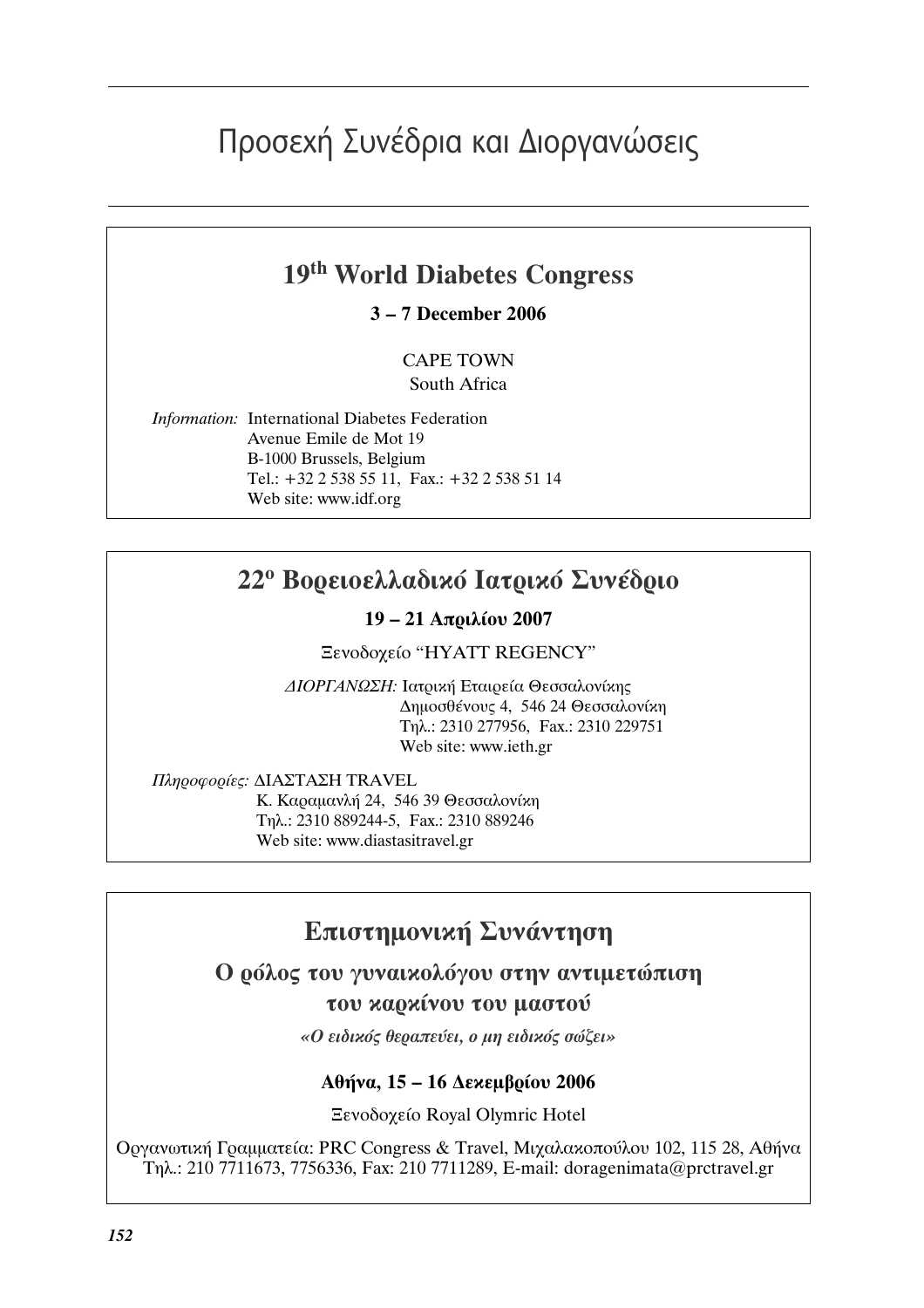# Προσεχή Συνέδρια και Διοργανώσεις

## 19th World Diabetes Congress

**3 – 7 December 2006**

CAPE TOWN
South Africa

*Information:* International Diabetes Federation
Avenue Emile de Mot 19
B-1000 Brussels, Belgium
Tel.: +32 2 538 55 11, Fax.: +32 2 538 51 14
Web site: www.idf.org

## 22ο Βορειοελλαδικό Ιατρικό Συνέδριο

**19 – 21 Απριλίου 2007**

Ξενοδοχείο "HYATT REGENCY"

*ΔΙΟΡΓΑΝΩΣΗ:* Ιατρική Εταιρεία Θεσσαλονίκης
Δημοσθένους 4, 546 24 Θεσσαλονίκη
Τηλ.: 2310 277956, Fax.: 2310 229751
Web site: www.ieth.gr

*Πληροφορίες:* ΔΙΑΣΤΑΣΗ TRAVEL
Κ. Καραμανλή 24, 546 39 Θεσσαλονίκη
Τηλ.: 2310 889244-5, Fax.: 2310 889246
Web site: www.diastasitravel.gr

## Επιστημονική Συνάντηση

### Ο ρόλος του γυναικολόγου στην αντιμετώπιση του καρκίνου του μαστού

***«Ο ειδικός θεραπεύει, ο μη ειδικός σώζει»***

**Αθήνα, 15 – 16 Δεκεμβρίου 2006**

Ξενοδοχείο Royal Olymric Hotel

Οργανωτική Γραμματεία: PRC Congress & Travel, Μιχαλακοπούλου 102, 115 28, Αθήνα
Τηλ.: 210 7711673, 7756336, Fax: 210 7711289, E-mail: doragenimata@prctravel.gr